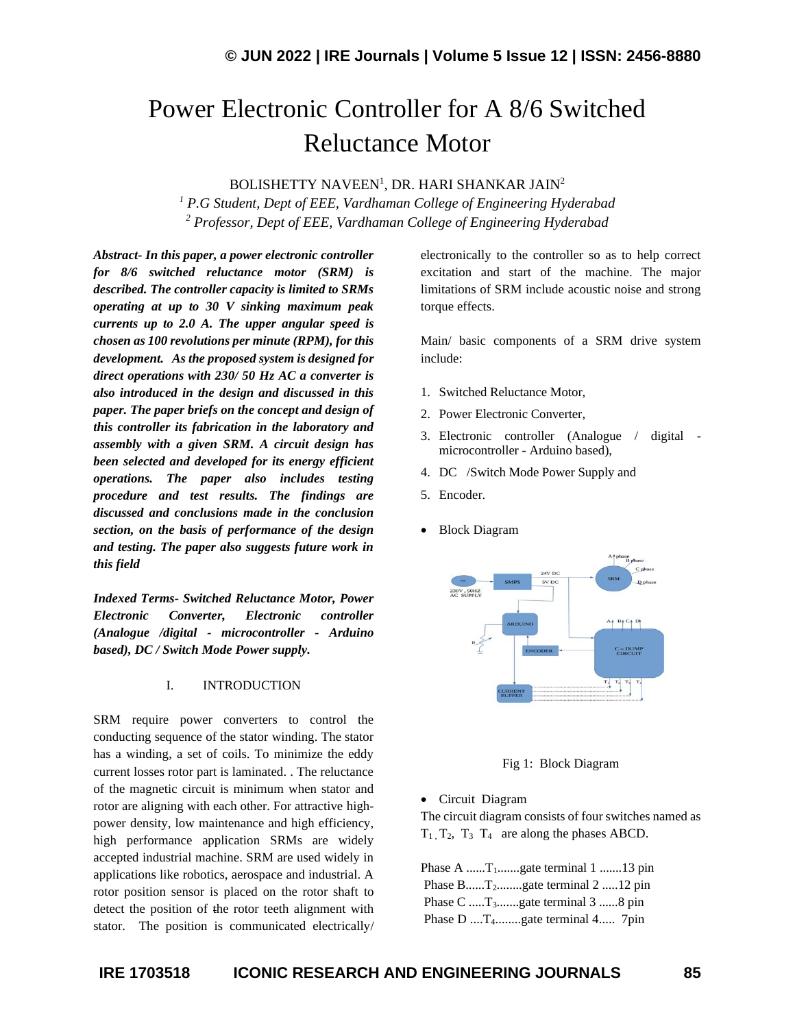# Power Electronic Controller for A 8/6 Switched Reluctance Motor

BOLISHETTY NAVEEN[1], DR. HARI SHANKAR JAIN[2]

[1] *P.G Student, Dept of EEE, Vardhaman College of Engineering Hyderabad*
[2] *Professor, Dept of EEE, Vardhaman College of Engineering Hyderabad*

***Abstract- In this paper, a power electronic controller for 8/6 switched reluctance motor (SRM) is described. The controller capacity is limited to SRMs operating at up to 30 V sinking maximum peak currents up to 2.0 A. The upper angular speed is chosen as 100 revolutions per minute (RPM), for this development. As the proposed system is designed for direct operations with 230/ 50 Hz AC a converter is also introduced in the design and discussed in this paper. The paper briefs on the concept and design of this controller its fabrication in the laboratory and assembly with a given SRM. A circuit design has been selected and developed for its energy efficient operations. The paper also includes testing procedure and test results. The findings are discussed and conclusions made in the conclusion section, on the basis of performance of the design and testing. The paper also suggests future work in this field***

***Indexed Terms- Switched Reluctance Motor, Power Electronic Converter, Electronic controller (Analogue /digital - microcontroller - Arduino based), DC / Switch Mode Power supply.***

## I. INTRODUCTION

SRM require power converters to control the conducting sequence of the stator winding. The stator has a winding, a set of coils. To minimize the eddy current losses rotor part is laminated. . The reluctance of the magnetic circuit is minimum when stator and rotor are aligning with each other. For attractive high-power density, low maintenance and high efficiency, high performance application SRMs are widely accepted industrial machine. SRM are used widely in applications like robotics, aerospace and industrial. A rotor position sensor is placed on the rotor shaft to detect the position of the rotor teeth alignment with stator. The position is communicated electrically/ electronically to the controller so as to help correct excitation and start of the machine. The major limitations of SRM include acoustic noise and strong torque effects.

Main/ basic components of a SRM drive system include:

1. Switched Reluctance Motor,
2. Power Electronic Converter,
3. Electronic controller (Analogue / digital - microcontroller - Arduino based),
4. DC /Switch Mode Power Supply and
5. Encoder.

- Block Diagram

Fig 1: Block Diagram

- Circuit Diagram

The circuit diagram consists of four switches named as $T_1$, $T_2$, $T_3$ $T_4$ are along the phases ABCD.

Phase A ......$T_1$.......gate terminal 1 .......13 pin
Phase B......$T_2$........gate terminal 2 .....12 pin
Phase C .....$T_3$.......gate terminal 3 ......8 pin
Phase D ....$T_4$........gate terminal 4..... 7pin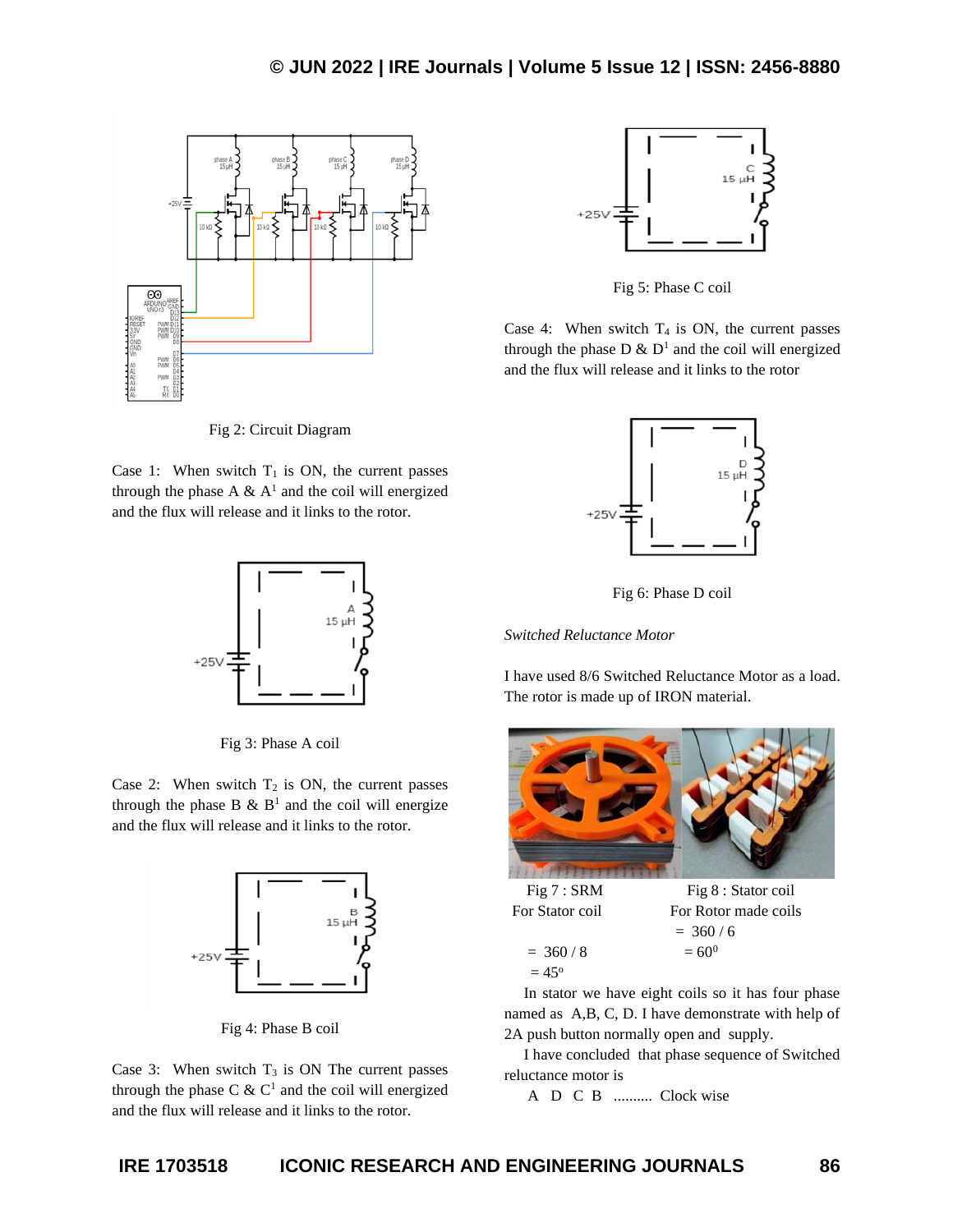Fig 2: Circuit Diagram

Case 1: When switch $T_1$ is ON, the current passes through the phase A & $A^1$ and the coil will energized and the flux will release and it links to the rotor.

Fig 3: Phase A coil

Case 2: When switch $T_2$ is ON, the current passes through the phase B & $B^1$ and the coil will energize and the flux will release and it links to the rotor.

Fig 4: Phase B coil

Case 3: When switch $T_3$ is ON The current passes through the phase C & $C^1$ and the coil will energized and the flux will release and it links to the rotor.

Fig 5: Phase C coil

Case 4: When switch $T_4$ is ON, the current passes through the phase D & $D^1$ and the coil will energized and the flux will release and it links to the rotor

Fig 6: Phase D coil

*Switched Reluctance Motor*

I have used 8/6 Switched Reluctance Motor as a load. The rotor is made up of IRON material.

Fig 7 : SRM

Fig 8 : Stator coil

For Stator coil

$= 360 / 8$

$= 45^o$

For Rotor made coils

$= 360 / 6$

$= 60^0$

In stator we have eight coils so it has four phase named as A,B, C, D. I have demonstrate with help of 2A push button normally open and supply.

I have concluded that phase sequence of Switched reluctance motor is

A D C B .......... Clock wise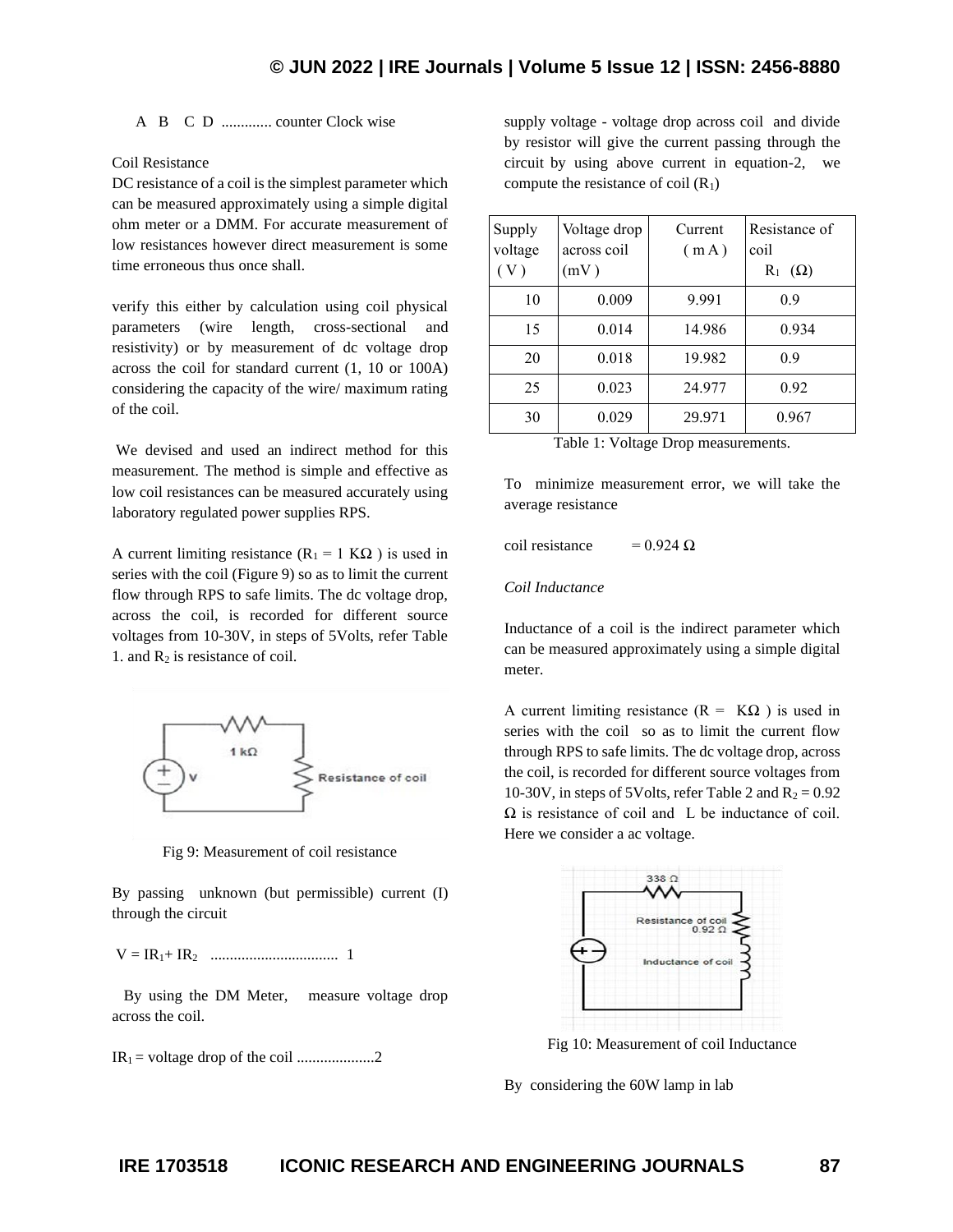A B C D ............. counter Clock wise

Coil Resistance

DC resistance of a coil is the simplest parameter which can be measured approximately using a simple digital ohm meter or a DMM. For accurate measurement of low resistances however direct measurement is some time erroneous thus once shall.

verify this either by calculation using coil physical parameters (wire length, cross-sectional and resistivity) or by measurement of dc voltage drop across the coil for standard current (1, 10 or 100A) considering the capacity of the wire/ maximum rating of the coil.

We devised and used an indirect method for this measurement. The method is simple and effective as low coil resistances can be measured accurately using laboratory regulated power supplies RPS.

A current limiting resistance ($R_1$ = 1 KΩ ) is used in series with the coil (Figure 9) so as to limit the current flow through RPS to safe limits. The dc voltage drop, across the coil, is recorded for different source voltages from 10-30V, in steps of 5Volts, refer Table 1. and $R_2$ is resistance of coil.

Fig 9: Measurement of coil resistance

By passing unknown (but permissible) current (I) through the circuit

$V = IR_1 + IR_2$ ................................ 1

By using the DM Meter, measure voltage drop across the coil.

$IR_1$ = voltage drop of the coil ....................2

supply voltage - voltage drop across coil and divide by resistor will give the current passing through the circuit by using above current in equation-2, we compute the resistance of coil ($R_1$)

| Supply voltage ( V ) | Voltage drop across coil (mV ) | Current ( m A ) | Resistance of coil $R_1$ (Ω) |
|---|---|---|---|
| 10 | 0.009 | 9.991 | 0.9 |
| 15 | 0.014 | 14.986 | 0.934 |
| 20 | 0.018 | 19.982 | 0.9 |
| 25 | 0.023 | 24.977 | 0.92 |
| 30 | 0.029 | 29.971 | 0.967 |

Table 1: Voltage Drop measurements.

To minimize measurement error, we will take the average resistance

coil resistance = 0.924 Ω

*Coil Inductance*

Inductance of a coil is the indirect parameter which can be measured approximately using a simple digital meter.

A current limiting resistance (R = KΩ ) is used in series with the coil so as to limit the current flow through RPS to safe limits. The dc voltage drop, across the coil, is recorded for different source voltages from 10-30V, in steps of 5Volts, refer Table 2 and $R_2$ = 0.92 Ω is resistance of coil and L be inductance of coil. Here we consider a ac voltage.

Fig 10: Measurement of coil Inductance

By considering the 60W lamp in lab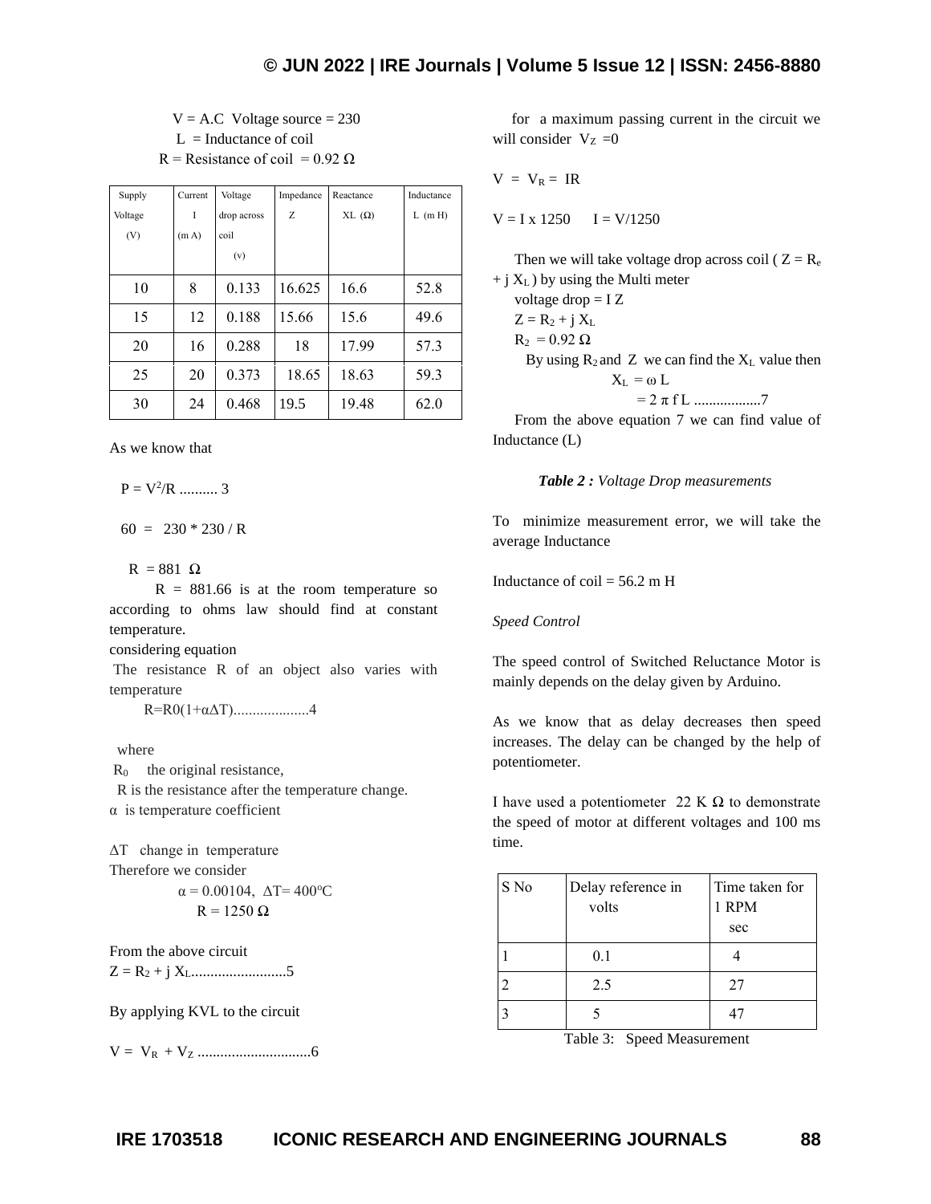$V$ = A.C Voltage source = 230

$L$ = Inductance of coil

$R$ = Resistance of coil = 0.92 Ω

| Supply Voltage (V) | Current I (m A) | Voltage drop across coil (v) | Impedance Z | Reactance XL (Ω) | Inductance L (m H) |
|---|---|---|---|---|---|
| 10 | 8 | 0.133 | 16.625 | 16.6 | 52.8 |
| 15 | 12 | 0.188 | 15.66 | 15.6 | 49.6 |
| 20 | 16 | 0.288 | 18 | 17.99 | 57.3 |
| 25 | 20 | 0.373 | 18.65 | 18.63 | 59.3 |
| 30 | 24 | 0.468 | 19.5 | 19.48 | 62.0 |

As we know that

$P = V^2/R$ .......... 3

$60 = 230 * 230 / R$

$R = 881\ \Omega$

$R = 881.66$ is at the room temperature so according to ohms law should find at constant temperature.

considering equation

The resistance R of an object also varies with temperature

$R=R0(1+\alpha\Delta T)$...................4

where

$R_0$ the original resistance,

R is the resistance after the temperature change.

α is temperature coefficient

ΔT change in temperature

Therefore we consider

$\alpha = 0.00104,\ \Delta T= 400^oC$

$R = 1250\ \Omega$

From the above circuit

$Z = R_2 + j X_L$.........................5

By applying KVL to the circuit

$V = V_R + V_Z$ .............................6

for a maximum passing current in the circuit we will consider $V_Z = 0$

$V = V_R = IR$

$V = I \times 1250 \quad I = V/1250$

Then we will take voltage drop across coil ( $Z = R_e + j X_L$ ) by using the Multi meter

voltage drop = I Z

$Z = R_2 + j X_L$

$R_2 = 0.92\ \Omega$

By using $R_2$ and Z we can find the $X_L$ value then

$X_L = \omega L$

$= 2 \pi f L$ .................7

From the above equation 7 we can find value of Inductance (L)

***Table 2 :*** *Voltage Drop measurements*

To minimize measurement error, we will take the average Inductance

Inductance of coil = 56.2 m H

*Speed Control*

The speed control of Switched Reluctance Motor is mainly depends on the delay given by Arduino.

As we know that as delay decreases then speed increases. The delay can be changed by the help of potentiometer.

I have used a potentiometer 22 K Ω to demonstrate the speed of motor at different voltages and 100 ms time.

| S No | Delay reference in volts | Time taken for 1 RPM sec |
|---|---|---|
| 1 | 0.1 | 4 |
| 2 | 2.5 | 27 |
| 3 | 5 | 47 |

Table 3: Speed Measurement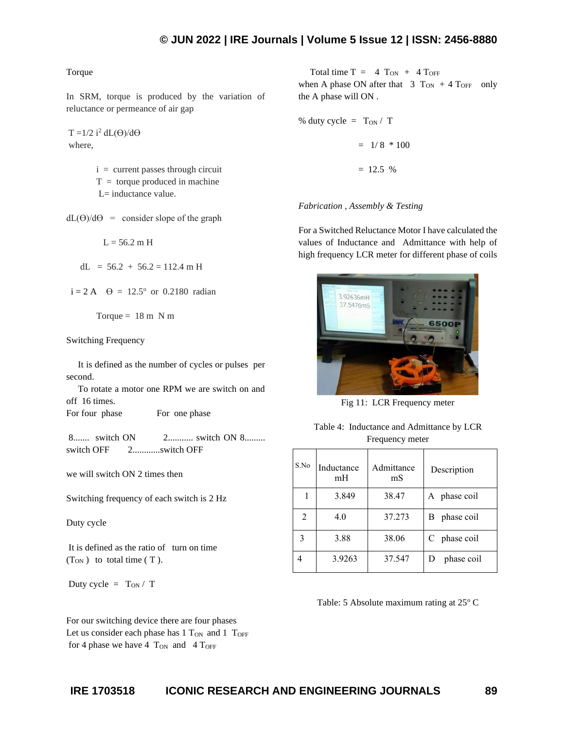Torque

In SRM, torque is produced by the variation of reluctance or permeance of air gap

$T = 1/2\ i^2\ dL(\Theta)/d\Theta$

where,

$i$ = current passes through circuit
$T$ = torque produced in machine
$L$ = inductance value.

$dL(\Theta)/d\Theta$ = consider slope of the graph

$L = 56.2$ m H

$dL = 56.2 + 56.2 = 112.4$ m H

$i = 2$ A $\Theta = 12.5^o$ or 0.2180 radian

Torque = 18 m N m

Switching Frequency

It is defined as the number of cycles or pulses per second.

To rotate a motor one RPM we are switch on and off 16 times.

For four phase For one phase

8....... switch ON 2........... switch ON 8......... switch OFF 2............switch OFF

we will switch ON 2 times then

Switching frequency of each switch is 2 Hz

Duty cycle

It is defined as the ratio of turn on time ($T_{ON}$) to total time ( T ).

Duty cycle = $T_{ON}$ / T

For our switching device there are four phases
Let us consider each phase has 1 $T_{ON}$ and 1 $T_{OFF}$
for 4 phase we have 4 $T_{ON}$ and 4 $T_{OFF}$

Total time T = 4 $T_{ON}$ + 4 $T_{OFF}$
when A phase ON after that 3 $T_{ON}$ + 4 $T_{OFF}$ only the A phase will ON .

% duty cycle = $T_{ON}$ / T

= 1/ 8 * 100

= 12.5 %

*Fabrication , Assembly & Testing*

For a Switched Reluctance Motor I have calculated the values of Inductance and Admittance with help of high frequency LCR meter for different phase of coils

Fig 11: LCR Frequency meter

Table 4: Inductance and Admittance by LCR Frequency meter

| S.No | Inductance mH | Admittance mS | Description |
|---|---|---|---|
| 1 | 3.849 | 38.47 | A phase coil |
| 2 | 4.0 | 37.273 | B phase coil |
| 3 | 3.88 | 38.06 | C phase coil |
| 4 | 3.9263 | 37.547 | D phase coil |

Table: 5 Absolute maximum rating at 25° C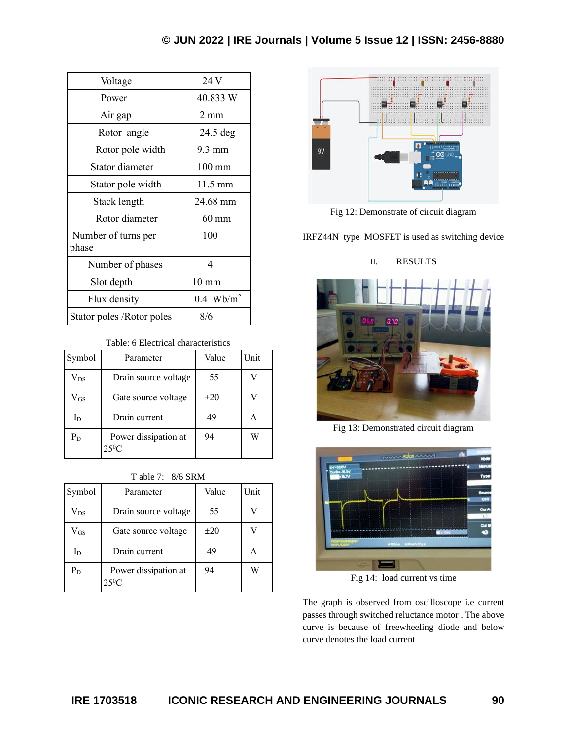| Voltage | 24 V |
|---|---|
| Power | 40.833 W |
| Air gap | 2 mm |
| Rotor angle | 24.5 deg |
| Rotor pole width | 9.3 mm |
| Stator diameter | 100 mm |
| Stator pole width | 11.5 mm |
| Stack length | 24.68 mm |
| Rotor diameter | 60 mm |
| Number of turns per phase | 100 |
| Number of phases | 4 |
| Slot depth | 10 mm |
| Flux density | 0.4 $Wb/m^2$ |
| Stator poles /Rotor poles | 8/6 |

Table: 6 Electrical characteristics

| Symbol | Parameter | Value | Unit |
|---|---|---|---|
| $V_{DS}$ | Drain source voltage | 55 | V |
| $V_{GS}$ | Gate source voltage | ±20 | V |
| $I_D$ | Drain current | 49 | A |
| $P_D$ | Power dissipation at $25^0C$ | 94 | W |

T able 7: 8/6 SRM

| Symbol | Parameter | Value | Unit |
|---|---|---|---|
| $V_{DS}$ | Drain source voltage | 55 | V |
| $V_{GS}$ | Gate source voltage | ±20 | V |
| $I_D$ | Drain current | 49 | A |
| $P_D$ | Power dissipation at $25^0C$ | 94 | W |

Fig 12: Demonstrate of circuit diagram

IRFZ44N type MOSFET is used as switching device

## II. RESULTS

Fig 13: Demonstrated circuit diagram

Fig 14: load current vs time

The graph is observed from oscilloscope i.e current passes through switched reluctance motor . The above curve is because of freewheeling diode and below curve denotes the load current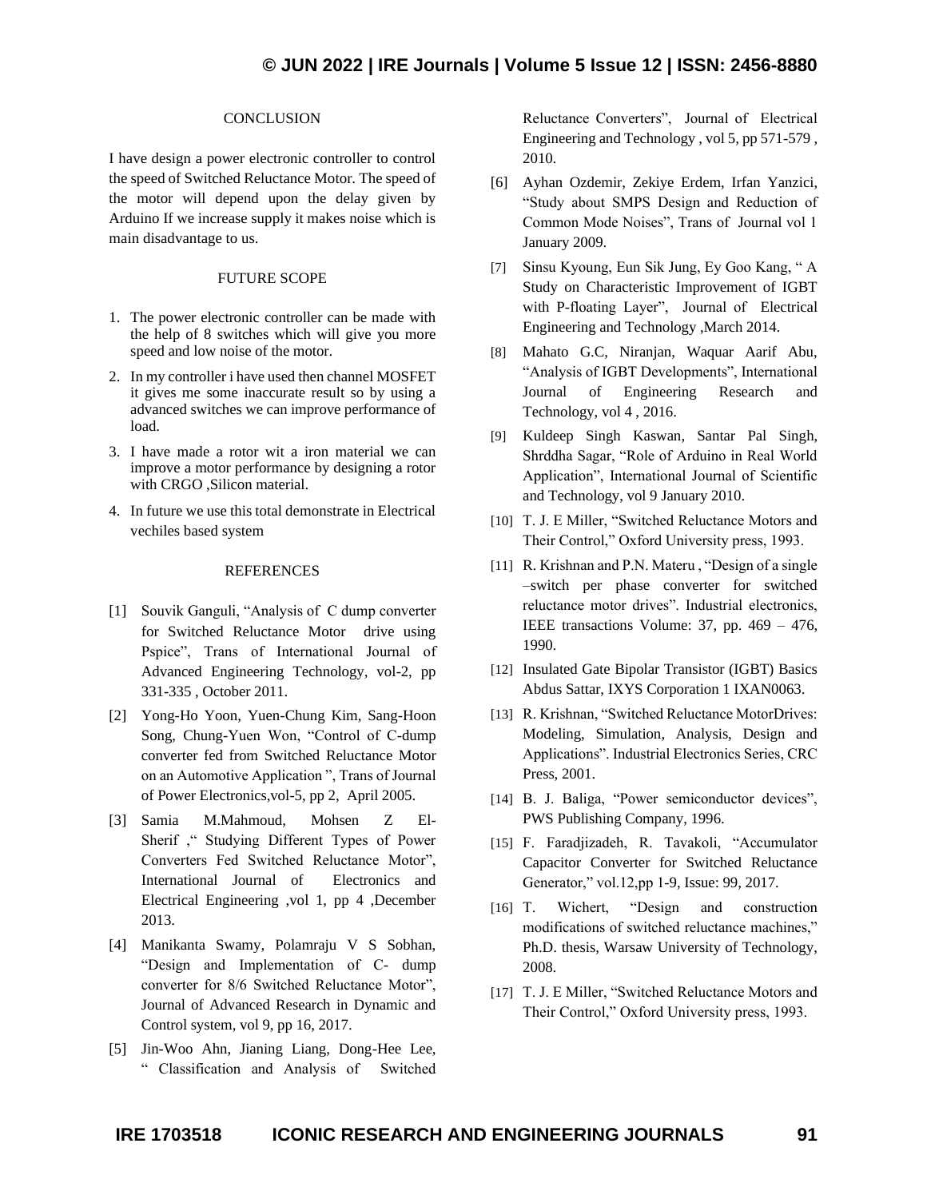## CONCLUSION

I have design a power electronic controller to control the speed of Switched Reluctance Motor. The speed of the motor will depend upon the delay given by Arduino If we increase supply it makes noise which is main disadvantage to us.

## FUTURE SCOPE

1. The power electronic controller can be made with the help of 8 switches which will give you more speed and low noise of the motor.
2. In my controller i have used then channel MOSFET it gives me some inaccurate result so by using a advanced switches we can improve performance of load.
3. I have made a rotor wit a iron material we can improve a motor performance by designing a rotor with CRGO ,Silicon material.
4. In future we use this total demonstrate in Electrical vechiles based system

## REFERENCES

[1] Souvik Ganguli, "Analysis of C dump converter for Switched Reluctance Motor drive using Pspice", Trans of International Journal of Advanced Engineering Technology, vol-2, pp 331-335 , October 2011.

[2] Yong-Ho Yoon, Yuen-Chung Kim, Sang-Hoon Song, Chung-Yuen Won, "Control of C-dump converter fed from Switched Reluctance Motor on an Automotive Application ", Trans of Journal of Power Electronics,vol-5, pp 2, April 2005.

[3] Samia M.Mahmoud, Mohsen Z El-Sherif ," Studying Different Types of Power Converters Fed Switched Reluctance Motor", International Journal of Electronics and Electrical Engineering ,vol 1, pp 4 ,December 2013.

[4] Manikanta Swamy, Polamraju V S Sobhan, "Design and Implementation of C- dump converter for 8/6 Switched Reluctance Motor", Journal of Advanced Research in Dynamic and Control system, vol 9, pp 16, 2017.

[5] Jin-Woo Ahn, Jianing Liang, Dong-Hee Lee, " Classification and Analysis of Switched Reluctance Converters", Journal of Electrical Engineering and Technology , vol 5, pp 571-579 , 2010.

[6] Ayhan Ozdemir, Zekiye Erdem, Irfan Yanzici, "Study about SMPS Design and Reduction of Common Mode Noises", Trans of Journal vol 1 January 2009.

[7] Sinsu Kyoung, Eun Sik Jung, Ey Goo Kang, " A Study on Characteristic Improvement of IGBT with P-floating Layer", Journal of Electrical Engineering and Technology ,March 2014.

[8] Mahato G.C, Niranjan, Waquar Aarif Abu, "Analysis of IGBT Developments", International Journal of Engineering Research and Technology, vol 4 , 2016.

[9] Kuldeep Singh Kaswan, Santar Pal Singh, Shrddha Sagar, "Role of Arduino in Real World Application", International Journal of Scientific and Technology, vol 9 January 2010.

[10] T. J. E Miller, "Switched Reluctance Motors and Their Control," Oxford University press, 1993.

[11] R. Krishnan and P.N. Materu , "Design of a single –switch per phase converter for switched reluctance motor drives". Industrial electronics, IEEE transactions Volume: 37, pp. 469 – 476, 1990.

[12] Insulated Gate Bipolar Transistor (IGBT) Basics Abdus Sattar, IXYS Corporation 1 IXAN0063.

[13] R. Krishnan, "Switched Reluctance MotorDrives: Modeling, Simulation, Analysis, Design and Applications". Industrial Electronics Series, CRC Press, 2001.

[14] B. J. Baliga, "Power semiconductor devices", PWS Publishing Company, 1996.

[15] F. Faradjizadeh, R. Tavakoli, "Accumulator Capacitor Converter for Switched Reluctance Generator," vol.12,pp 1-9, Issue: 99, 2017.

[16] T. Wichert, "Design and construction modifications of switched reluctance machines," Ph.D. thesis, Warsaw University of Technology, 2008.

[17] T. J. E Miller, "Switched Reluctance Motors and Their Control," Oxford University press, 1993.